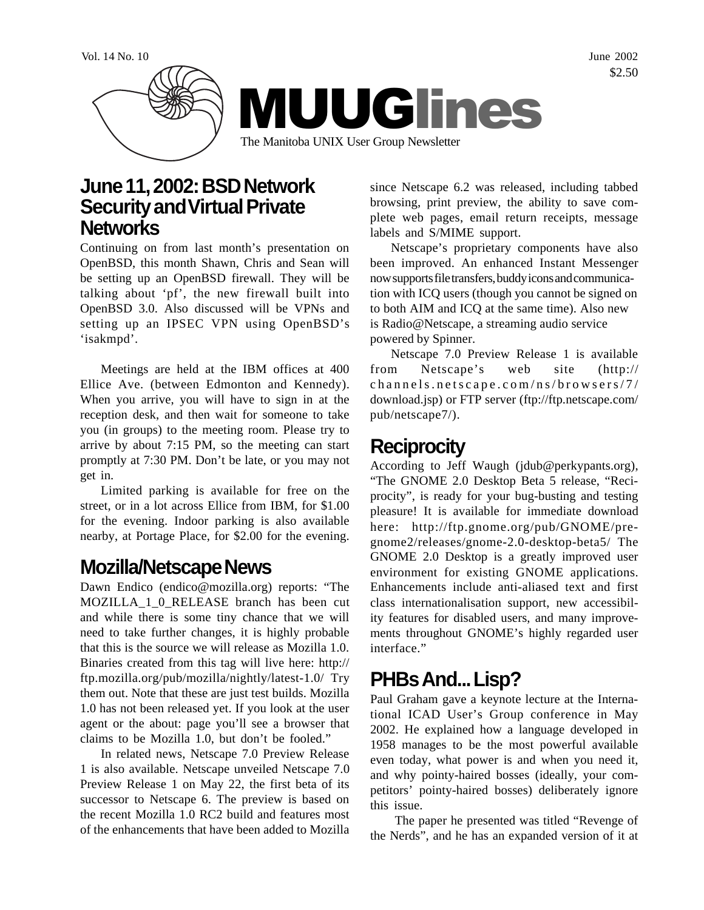Vol. 14 No. 10

June 2002

$2.50

# MUUGlines

The Manitoba UNIX User Group Newsletter

## June 11, 2002: BSD Network Security and Virtual Private Networks

Continuing on from last month's presentation on OpenBSD, this month Shawn, Chris and Sean will be setting up an OpenBSD firewall. They will be talking about 'pf', the new firewall built into OpenBSD 3.0. Also discussed will be VPNs and setting up an IPSEC VPN using OpenBSD's 'isakmpd'.

Meetings are held at the IBM offices at 400 Ellice Ave. (between Edmonton and Kennedy). When you arrive, you will have to sign in at the reception desk, and then wait for someone to take you (in groups) to the meeting room. Please try to arrive by about 7:15 PM, so the meeting can start promptly at 7:30 PM. Don't be late, or you may not get in.

Limited parking is available for free on the street, or in a lot across Ellice from IBM, for $1.00 for the evening. Indoor parking is also available nearby, at Portage Place, for $2.00 for the evening.

## Mozilla/Netscape News

Dawn Endico (endico@mozilla.org) reports: "The MOZILLA_1_0_RELEASE branch has been cut and while there is some tiny chance that we will need to take further changes, it is highly probable that this is the source we will release as Mozilla 1.0. Binaries created from this tag will live here: http://ftp.mozilla.org/pub/mozilla/nightly/latest-1.0/ Try them out. Note that these are just test builds. Mozilla 1.0 has not been released yet. If you look at the user agent or the about: page you'll see a browser that claims to be Mozilla 1.0, but don't be fooled."

In related news, Netscape 7.0 Preview Release 1 is also available. Netscape unveiled Netscape 7.0 Preview Release 1 on May 22, the first beta of its successor to Netscape 6. The preview is based on the recent Mozilla 1.0 RC2 build and features most of the enhancements that have been added to Mozilla since Netscape 6.2 was released, including tabbed browsing, print preview, the ability to save complete web pages, email return receipts, message labels and S/MIME support.

Netscape's proprietary components have also been improved. An enhanced Instant Messenger now supports file transfers, buddy icons and communication with ICQ users (though you cannot be signed on to both AIM and ICQ at the same time). Also new is Radio@Netscape, a streaming audio service powered by Spinner.

Netscape 7.0 Preview Release 1 is available from Netscape's web site (http://channels.netscape.com/ns/browsers/7/download.jsp) or FTP server (ftp://ftp.netscape.com/pub/netscape7/).

## Reciprocity

According to Jeff Waugh (jdub@perkypants.org), "The GNOME 2.0 Desktop Beta 5 release, "Reciprocity", is ready for your bug-busting and testing pleasure! It is available for immediate download here: http://ftp.gnome.org/pub/GNOME/pre-gnome2/releases/gnome-2.0-desktop-beta5/ The GNOME 2.0 Desktop is a greatly improved user environment for existing GNOME applications. Enhancements include anti-aliased text and first class internationalisation support, new accessibility features for disabled users, and many improvements throughout GNOME's highly regarded user interface."

## PHBs And... Lisp?

Paul Graham gave a keynote lecture at the International ICAD User's Group conference in May 2002. He explained how a language developed in 1958 manages to be the most powerful available even today, what power is and when you need it, and why pointy-haired bosses (ideally, your competitors' pointy-haired bosses) deliberately ignore this issue.

The paper he presented was titled "Revenge of the Nerds", and he has an expanded version of it at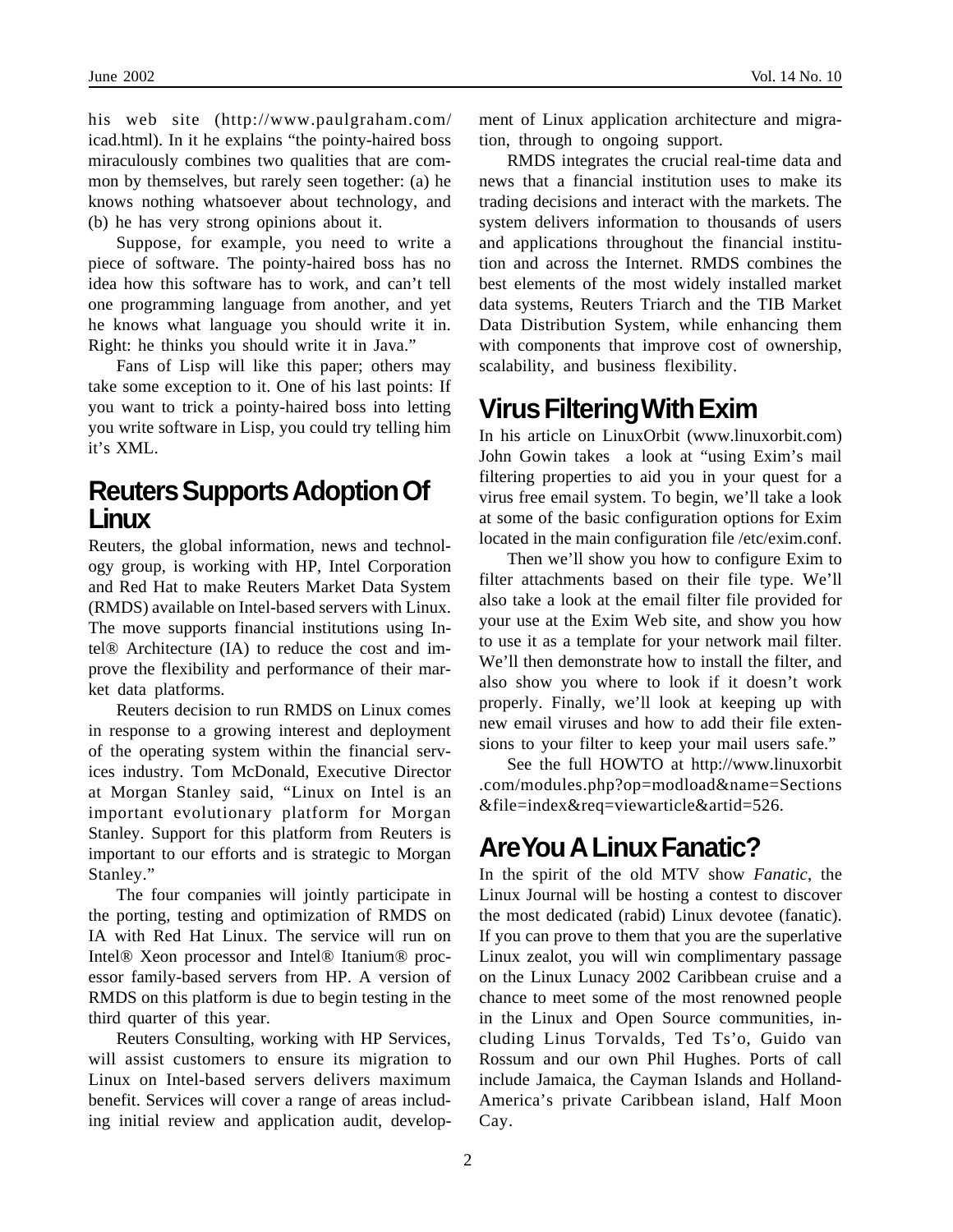his web site (http://www.paulgraham.com/icad.html). In it he explains "the pointy-haired boss miraculously combines two qualities that are common by themselves, but rarely seen together: (a) he knows nothing whatsoever about technology, and (b) he has very strong opinions about it.

Suppose, for example, you need to write a piece of software. The pointy-haired boss has no idea how this software has to work, and can't tell one programming language from another, and yet he knows what language you should write it in. Right: he thinks you should write it in Java."

Fans of Lisp will like this paper; others may take some exception to it. One of his last points: If you want to trick a pointy-haired boss into letting you write software in Lisp, you could try telling him it's XML.

## Reuters Supports Adoption Of Linux

Reuters, the global information, news and technology group, is working with HP, Intel Corporation and Red Hat to make Reuters Market Data System (RMDS) available on Intel-based servers with Linux. The move supports financial institutions using Intel® Architecture (IA) to reduce the cost and improve the flexibility and performance of their market data platforms.

Reuters decision to run RMDS on Linux comes in response to a growing interest and deployment of the operating system within the financial services industry. Tom McDonald, Executive Director at Morgan Stanley said, "Linux on Intel is an important evolutionary platform for Morgan Stanley. Support for this platform from Reuters is important to our efforts and is strategic to Morgan Stanley."

The four companies will jointly participate in the porting, testing and optimization of RMDS on IA with Red Hat Linux. The service will run on Intel® Xeon processor and Intel® Itanium® processor family-based servers from HP. A version of RMDS on this platform is due to begin testing in the third quarter of this year.

Reuters Consulting, working with HP Services, will assist customers to ensure its migration to Linux on Intel-based servers delivers maximum benefit. Services will cover a range of areas including initial review and application audit, development of Linux application architecture and migration, through to ongoing support.

RMDS integrates the crucial real-time data and news that a financial institution uses to make its trading decisions and interact with the markets. The system delivers information to thousands of users and applications throughout the financial institution and across the Internet. RMDS combines the best elements of the most widely installed market data systems, Reuters Triarch and the TIB Market Data Distribution System, while enhancing them with components that improve cost of ownership, scalability, and business flexibility.

## Virus Filtering With Exim

In his article on LinuxOrbit (www.linuxorbit.com) John Gowin takes a look at "using Exim's mail filtering properties to aid you in your quest for a virus free email system. To begin, we'll take a look at some of the basic configuration options for Exim located in the main configuration file /etc/exim.conf.

Then we'll show you how to configure Exim to filter attachments based on their file type. We'll also take a look at the email filter file provided for your use at the Exim Web site, and show you how to use it as a template for your network mail filter. We'll then demonstrate how to install the filter, and also show you where to look if it doesn't work properly. Finally, we'll look at keeping up with new email viruses and how to add their file extensions to your filter to keep your mail users safe."

See the full HOWTO at http://www.linuxorbit.com/modules.php?op=modload&name=Sections&file=index&req=viewarticle&artid=526.

## Are You A Linux Fanatic?

In the spirit of the old MTV show *Fanatic*, the Linux Journal will be hosting a contest to discover the most dedicated (rabid) Linux devotee (fanatic). If you can prove to them that you are the superlative Linux zealot, you will win complimentary passage on the Linux Lunacy 2002 Caribbean cruise and a chance to meet some of the most renowned people in the Linux and Open Source communities, including Linus Torvalds, Ted Ts'o, Guido van Rossum and our own Phil Hughes. Ports of call include Jamaica, the Cayman Islands and Holland-America's private Caribbean island, Half Moon Cay.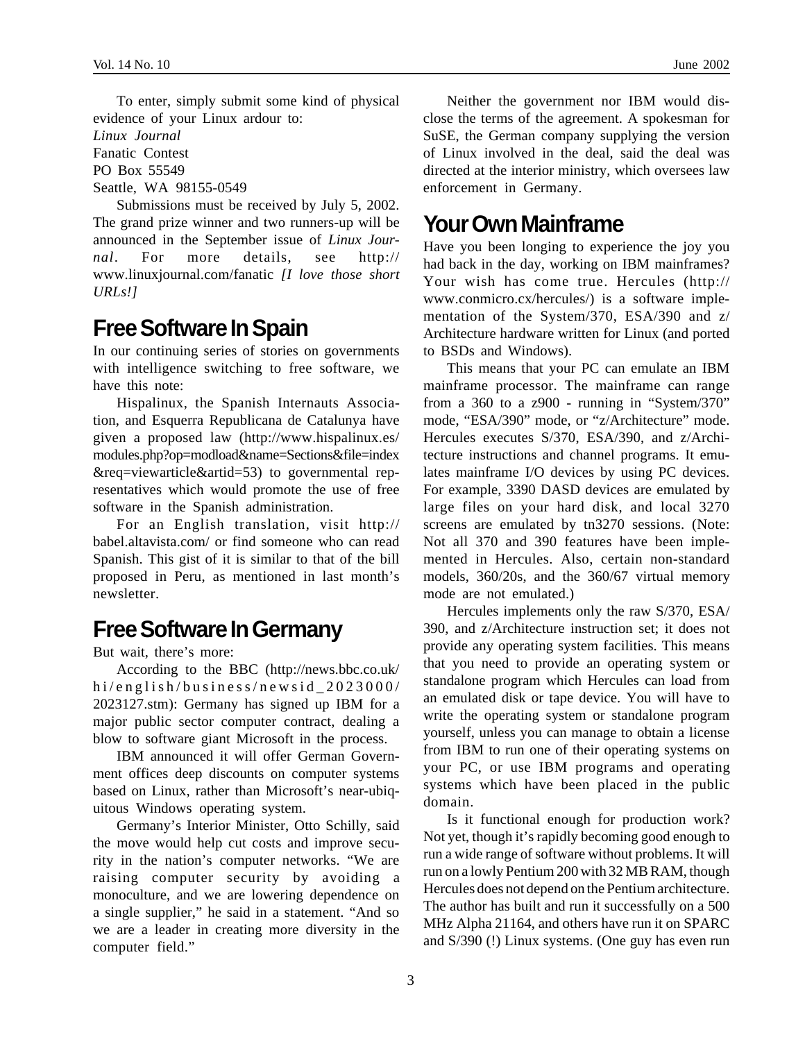To enter, simply submit some kind of physical evidence of your Linux ardour to:

*Linux Journal*
Fanatic Contest
PO Box 55549
Seattle, WA 98155-0549

Submissions must be received by July 5, 2002. The grand prize winner and two runners-up will be announced in the September issue of *Linux Journal*. For more details, see http://www.linuxjournal.com/fanatic *[I love those short URLs!]*

## Free Software In Spain

In our continuing series of stories on governments with intelligence switching to free software, we have this note:

Hispalinux, the Spanish Internauts Association, and Esquerra Republicana de Catalunya have given a proposed law (http://www.hispalinux.es/modules.php?op=modload&name=Sections&file=index&req=viewarticle&artid=53) to governmental representatives which would promote the use of free software in the Spanish administration.

For an English translation, visit http://babel.altavista.com/ or find someone who can read Spanish. This gist of it is similar to that of the bill proposed in Peru, as mentioned in last month's newsletter.

## Free Software In Germany

But wait, there's more:

According to the BBC (http://news.bbc.co.uk/hi/english/business/newsid_2023000/2023127.stm): Germany has signed up IBM for a major public sector computer contract, dealing a blow to software giant Microsoft in the process.

IBM announced it will offer German Government offices deep discounts on computer systems based on Linux, rather than Microsoft's near-ubiquitous Windows operating system.

Germany's Interior Minister, Otto Schilly, said the move would help cut costs and improve security in the nation's computer networks. "We are raising computer security by avoiding a monoculture, and we are lowering dependence on a single supplier," he said in a statement. "And so we are a leader in creating more diversity in the computer field."

Neither the government nor IBM would disclose the terms of the agreement. A spokesman for SuSE, the German company supplying the version of Linux involved in the deal, said the deal was directed at the interior ministry, which oversees law enforcement in Germany.

## Your Own Mainframe

Have you been longing to experience the joy you had back in the day, working on IBM mainframes? Your wish has come true. Hercules (http://www.conmicro.cx/hercules/) is a software implementation of the System/370, ESA/390 and z/Architecture hardware written for Linux (and ported to BSDs and Windows).

This means that your PC can emulate an IBM mainframe processor. The mainframe can range from a 360 to a z900 - running in "System/370" mode, "ESA/390" mode, or "z/Architecture" mode. Hercules executes S/370, ESA/390, and z/Architecture instructions and channel programs. It emulates mainframe I/O devices by using PC devices. For example, 3390 DASD devices are emulated by large files on your hard disk, and local 3270 screens are emulated by tn3270 sessions. (Note: Not all 370 and 390 features have been implemented in Hercules. Also, certain non-standard models, 360/20s, and the 360/67 virtual memory mode are not emulated.)

Hercules implements only the raw S/370, ESA/390, and z/Architecture instruction set; it does not provide any operating system facilities. This means that you need to provide an operating system or standalone program which Hercules can load from an emulated disk or tape device. You will have to write the operating system or standalone program yourself, unless you can manage to obtain a license from IBM to run one of their operating systems on your PC, or use IBM programs and operating systems which have been placed in the public domain.

Is it functional enough for production work? Not yet, though it's rapidly becoming good enough to run a wide range of software without problems. It will run on a lowly Pentium 200 with 32 MB RAM, though Hercules does not depend on the Pentium architecture. The author has built and run it successfully on a 500 MHz Alpha 21164, and others have run it on SPARC and S/390 (!) Linux systems. (One guy has even run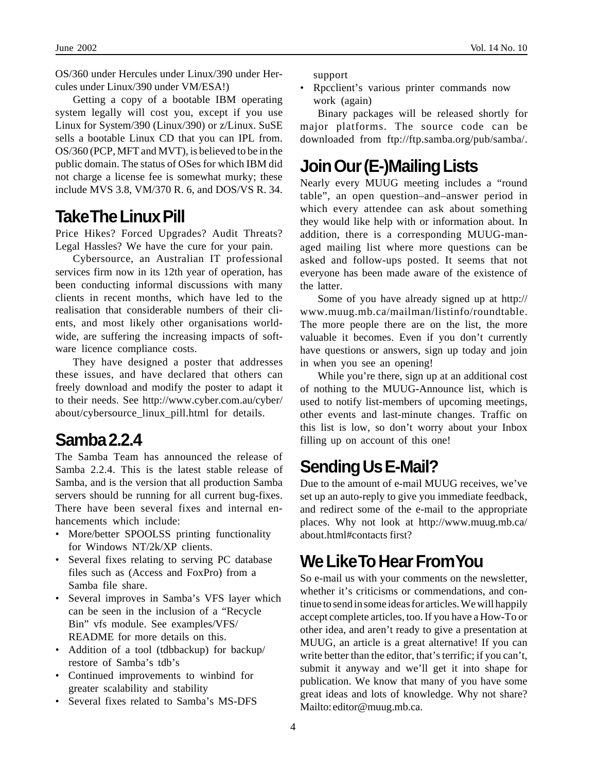OS/360 under Hercules under Linux/390 under Hercules under Linux/390 under VM/ESA!)

Getting a copy of a bootable IBM operating system legally will cost you, except if you use Linux for System/390 (Linux/390) or z/Linux. SuSE sells a bootable Linux CD that you can IPL from. OS/360 (PCP, MFT and MVT), is believed to be in the public domain. The status of OSes for which IBM did not charge a license fee is somewhat murky; these include MVS 3.8, VM/370 R. 6, and DOS/VS R. 34.

## Take The Linux Pill

Price Hikes? Forced Upgrades? Audit Threats? Legal Hassles? We have the cure for your pain.

Cybersource, an Australian IT professional services firm now in its 12th year of operation, has been conducting informal discussions with many clients in recent months, which have led to the realisation that considerable numbers of their clients, and most likely other organisations worldwide, are suffering the increasing impacts of software licence compliance costs.

They have designed a poster that addresses these issues, and have declared that others can freely download and modify the poster to adapt it to their needs. See http://www.cyber.com.au/cyber/about/cybersource_linux_pill.html for details.

## Samba 2.2.4

The Samba Team has announced the release of Samba 2.2.4. This is the latest stable release of Samba, and is the version that all production Samba servers should be running for all current bug-fixes. There have been several fixes and internal enhancements which include:

- More/better SPOOLSS printing functionality for Windows NT/2k/XP clients.
- Several fixes relating to serving PC database files such as (Access and FoxPro) from a Samba file share.
- Several improves in Samba's VFS layer which can be seen in the inclusion of a "Recycle Bin" vfs module. See examples/VFS/README for more details on this.
- Addition of a tool (tdbbackup) for backup/restore of Samba's tdb's
- Continued improvements to winbind for greater scalability and stability
- Several fixes related to Samba's MS-DFS support
- Rpcclient's various printer commands now work (again)

Binary packages will be released shortly for major platforms. The source code can be downloaded from ftp://ftp.samba.org/pub/samba/.

## Join Our (E-)Mailing Lists

Nearly every MUUG meeting includes a "round table", an open question–and–answer period in which every attendee can ask about something they would like help with or information about. In addition, there is a corresponding MUUG-managed mailing list where more questions can be asked and follow-ups posted. It seems that not everyone has been made aware of the existence of the latter.

Some of you have already signed up at http://www.muug.mb.ca/mailman/listinfo/roundtable. The more people there are on the list, the more valuable it becomes. Even if you don't currently have questions or answers, sign up today and join in when you see an opening!

While you're there, sign up at an additional cost of nothing to the MUUG-Announce list, which is used to notify list-members of upcoming meetings, other events and last-minute changes. Traffic on this list is low, so don't worry about your Inbox filling up on account of this one!

## Sending Us E-Mail?

Due to the amount of e-mail MUUG receives, we've set up an auto-reply to give you immediate feedback, and redirect some of the e-mail to the appropriate places. Why not look at http://www.muug.mb.ca/about.html#contacts first?

## We Like To Hear From You

So e-mail us with your comments on the newsletter, whether it's criticisms or commendations, and continue to send in some ideas for articles. We will happily accept complete articles, too. If you have a How-To or other idea, and aren't ready to give a presentation at MUUG, an article is a great alternative! If you can write better than the editor, that's terrific; if you can't, submit it anyway and we'll get it into shape for publication. We know that many of you have some great ideas and lots of knowledge. Why not share? Mailto: editor@muug.mb.ca.